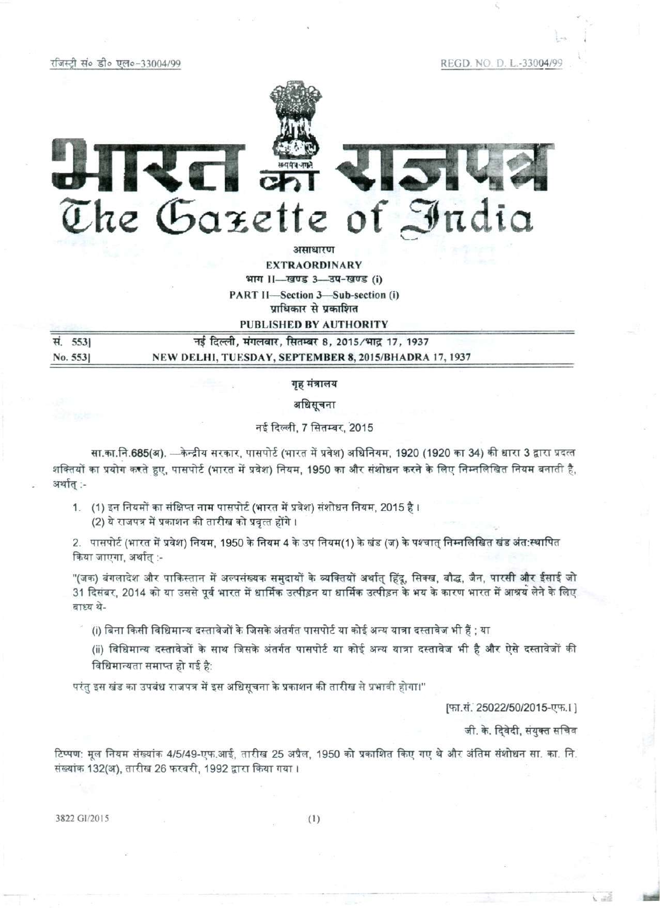रजिस्ट्री सं० डी० एल०-33004/99 REGD. NO. D. L.-33004/99

# भारत का राजपत्र
# The Gazette of India

**असाधारण**

**EXTRAORDINARY**

**भाग II—खण्ड 3—उप-खण्ड (i)**

**PART II—Section 3—Sub-section (i)**

**प्राधिकार से प्रकाशित**

**PUBLISHED BY AUTHORITY**

| | |
|---|---|
| सं. 553] | नई दिल्ली, मंगलवार, सितम्बर 8, 2015/भाद्र 17, 1937 |
| No. 553] | NEW DELHI, TUESDAY, SEPTEMBER 8, 2015/BHADRA 17, 1937 |

**गृह मंत्रालय**

**अधिसूचना**

नई दिल्ली, 7 सितम्बर, 2015

**सा.का.नि.685(अ).** —केन्द्रीय सरकार, पासपोर्ट (भारत में प्रवेश) अधिनियम, 1920 (1920 का 34) की धारा 3 द्वारा प्रदत्त शक्तियों का प्रयोग करते हुए, पासपोर्ट (भारत में प्रवेश) नियम, 1950 का और संशोधन करने के लिए निम्नलिखित नियम बनाती है, अर्थात् :-

1. (1) इन नियमों का संक्षिप्त नाम पासपोर्ट (भारत में प्रवेश) संशोधन नियम, 2015 है।
   (2) ये राजपत्र में प्रकाशन की तारीख को प्रवृत्त होंगे।

2. पासपोर्ट (भारत में प्रवेश) नियम, 1950 के नियम 4 के उप नियम(1) के खंड (ज) के पश्चात् निम्नलिखित खंड अंत:स्थापित किया जाएगा, अर्थात् :-

"(जक) बंगलादेश और पाकिस्तान में अल्पसंख्यक समुदायों के व्यक्तियों अर्थात् हिंदू, सिक्ख, बौद्ध, जैन, पारसी और ईसाई जो 31 दिसंबर, 2014 को या उससे पूर्व भारत में धार्मिक उत्पीड़न या धार्मिक उत्पीड़न के भय के कारण भारत में आश्रय लेने के लिए बाध्य थे-

(i) बिना किसी विधिमान्य दस्तावेजों के जिसके अंतर्गत पासपोर्ट या कोई अन्य यात्रा दस्तावेज भी हैं ; या

(ii) विधिमान्य दस्तावेजों के साथ जिसके अंतर्गत पासपोर्ट या कोई अन्य यात्रा दस्तावेज भी है और ऐसे दस्तावेजों की विधिमान्यता समाप्त हो गई है:

परंतु इस खंड का उपबंध राजपत्र में इस अधिसूचना के प्रकाशन की तारीख से प्रभावी होगा।"

[फा.सं. 25022/50/2015-एफ.I]

जी. के. द्विवेदी, संयुक्त सचिव

टिप्पण: मूल नियम संख्यांक 4/5/49-एफ.आई, तारीख 25 अप्रैल, 1950 को प्रकाशित किए गए थे और अंतिम संशोधन सा. का. नि. संख्यांक 132(अ), तारीख 26 फरवरी, 1992 द्वारा किया गया।

3822 GI/2015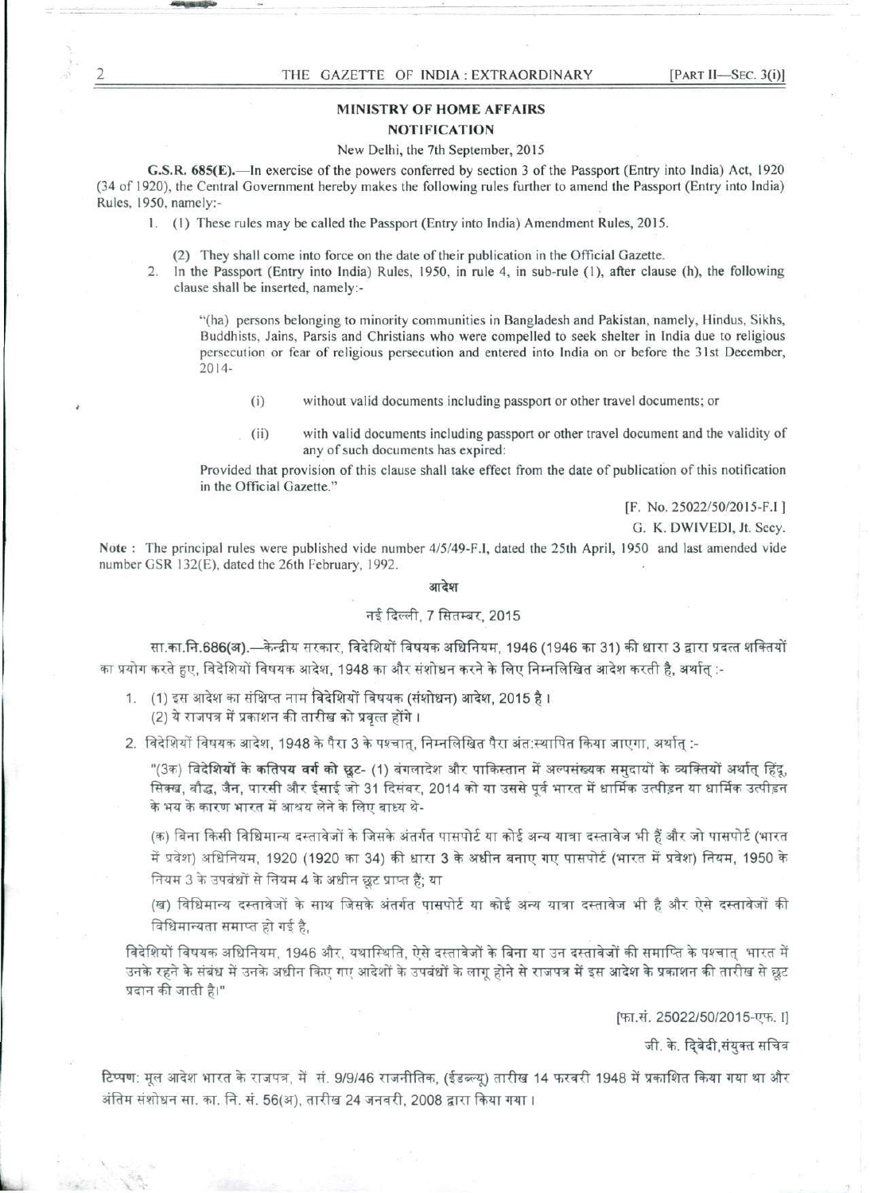## MINISTRY OF HOME AFFAIRS

### NOTIFICATION

New Delhi, the 7th September, 2015

**G.S.R. 685(E).**—In exercise of the powers conferred by section 3 of the Passport (Entry into India) Act, 1920 (34 of 1920), the Central Government hereby makes the following rules further to amend the Passport (Entry into India) Rules, 1950, namely:-

1. (1) These rules may be called the Passport (Entry into India) Amendment Rules, 2015.

   (2) They shall come into force on the date of their publication in the Official Gazette.

2. In the Passport (Entry into India) Rules, 1950, in rule 4, in sub-rule (1), after clause (h), the following clause shall be inserted, namely:-

   "(ha) persons belonging to minority communities in Bangladesh and Pakistan, namely, Hindus, Sikhs, Buddhists, Jains, Parsis and Christians who were compelled to seek shelter in India due to religious persecution or fear of religious persecution and entered into India on or before the 31st December, 2014-

   (i) without valid documents including passport or other travel documents; or

   (ii) with valid documents including passport or other travel document and the validity of any of such documents has expired:

   Provided that provision of this clause shall take effect from the date of publication of this notification in the Official Gazette."

[F. No. 25022/50/2015-F.I ]

G. K. DWIVEDI, Jt. Secy.

**Note :** The principal rules were published vide number 4/5/49-F.I, dated the 25th April, 1950 and last amended vide number GSR 132(E), dated the 26th February, 1992.

### आदेश

नई दिल्ली, 7 सितम्बर, 2015

**सा.का.नि.686(अ).**—केन्द्रीय सरकार, विदेशियों विषयक अधिनियम, 1946 (1946 का 31) की धारा 3 द्वारा प्रदत्त शक्तियों का प्रयोग करते हुए, विदेशियों विषयक आदेश, 1948 का और संशोधन करने के लिए निम्नलिखित आदेश करती है, अर्थात् :-

1. (1) इस आदेश का संक्षिप्त नाम **विदेशियों विषयक (संशोधन) आदेश, 2015** है ।
   (2) ये राजपत्र में प्रकाशन की तारीख को प्रवृत्त होंगे ।

2. विदेशियों विषयक आदेश, 1948 के पैरा 3 के पश्चात्, निम्नलिखित पैरा अंत:स्थापित किया जाएगा, अर्थात् :-

   "(3क) **विदेशियों के कतिपय वर्ग को छूट**- (1) बंगलादेश और पाकिस्तान में अल्पसंख्यक समुदायों के व्यक्तियों अर्थात् हिंदू, सिक्ख, बौद्ध, जैन, पारसी और ईसाई जो 31 दिसंबर, 2014 को या उससे पूर्व भारत में धार्मिक उत्पीड़न या धार्मिक उत्पीड़न के भय के कारण भारत में आश्रय लेने के लिए बाध्य थे-

   (क) बिना किसी विधिमान्य दस्तावेजों के जिसके अंतर्गत पासपोर्ट या कोई अन्य यात्रा दस्तावेज भी हैं और जो पासपोर्ट (भारत में प्रवेश) अधिनियम, 1920 (1920 का 34) की धारा 3 के अधीन बनाए गए पासपोर्ट (भारत में प्रवेश) नियम, 1950 के नियम 3 के उपबंधों से नियम 4 के अधीन छूट प्राप्त हैं; या

   (ख) विधिमान्य दस्तावेजों के साथ जिसके अंतर्गत पासपोर्ट या कोई अन्य यात्रा दस्तावेज भी है और ऐसे दस्तावेजों की विधिमान्यता समाप्त हो गई है,

   विदेशियों विषयक अधिनियम, 1946 और, यथास्थिति, ऐसे दस्तावेजों के बिना या उन दस्तावेजों की समाप्ति के पश्चात् भारत में उनके रहने के संबंध में उनके अधीन किए गए आदेशों के उपबंधों के लागू होने से राजपत्र में इस आदेश के प्रकाशन की तारीख से छूट प्रदान की जाती है।"

[फा.सं. 25022/50/2015-एफ. I]

जी. के. द्विवेदी,संयुक्त सचिव

**टिप्पण:** मूल आदेश भारत के राजपत्र, में सं. 9/9/46 राजनीतिक, (ईडब्ल्यू) तारीख 14 फरवरी 1948 में प्रकाशित किया गया था और अंतिम संशोधन सा. का. नि. सं. 56(अ), तारीख 24 जनवरी, 2008 द्वारा किया गया ।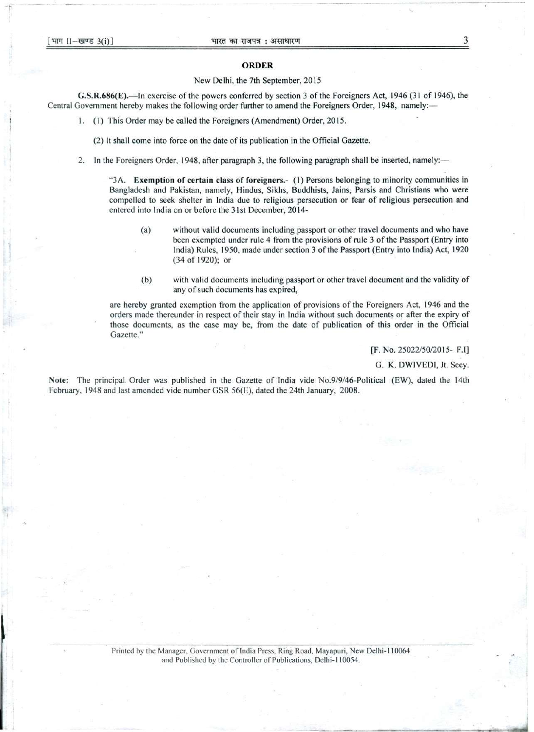## ORDER

New Delhi, the 7th September, 2015

**G.S.R.686(E).**—In exercise of the powers conferred by section 3 of the Foreigners Act, 1946 (31 of 1946), the Central Government hereby makes the following order further to amend the Foreigners Order, 1948, namely:—

1. (1) This Order may be called the Foreigners (Amendment) Order, 2015.

   (2) It shall come into force on the date of its publication in the Official Gazette.

2. In the Foreigners Order, 1948, after paragraph 3, the following paragraph shall be inserted, namely:—

   "3A. **Exemption of certain class of foreigners.**- (1) Persons belonging to minority communities in Bangladesh and Pakistan, namely, Hindus, Sikhs, Buddhists, Jains, Parsis and Christians who were compelled to seek shelter in India due to religious persecution or fear of religious persecution and entered into India on or before the 31st December, 2014-

   (a) without valid documents including passport or other travel documents and who have been exempted under rule 4 from the provisions of rule 3 of the Passport (Entry into India) Rules, 1950, made under section 3 of the Passport (Entry into India) Act, 1920 (34 of 1920); or

   (b) with valid documents including passport or other travel document and the validity of any of such documents has expired,

   are hereby granted exemption from the application of provisions of the Foreigners Act, 1946 and the orders made thereunder in respect of their stay in India without such documents or after the expiry of those documents, as the case may be, from the date of publication of this order in the Official Gazette."

[F. No. 25022/50/2015- F.I]

G. K. DWIVEDI, Jt. Secy.

**Note:** The principal Order was published in the Gazette of India vide No.9/9/46-Political (EW), dated the 14th February, 1948 and last amended vide number GSR 56(E), dated the 24th January, 2008.

Printed by the Manager, Government of India Press, Ring Road, Mayapuri, New Delhi-110064 and Published by the Controller of Publications, Delhi-110054.